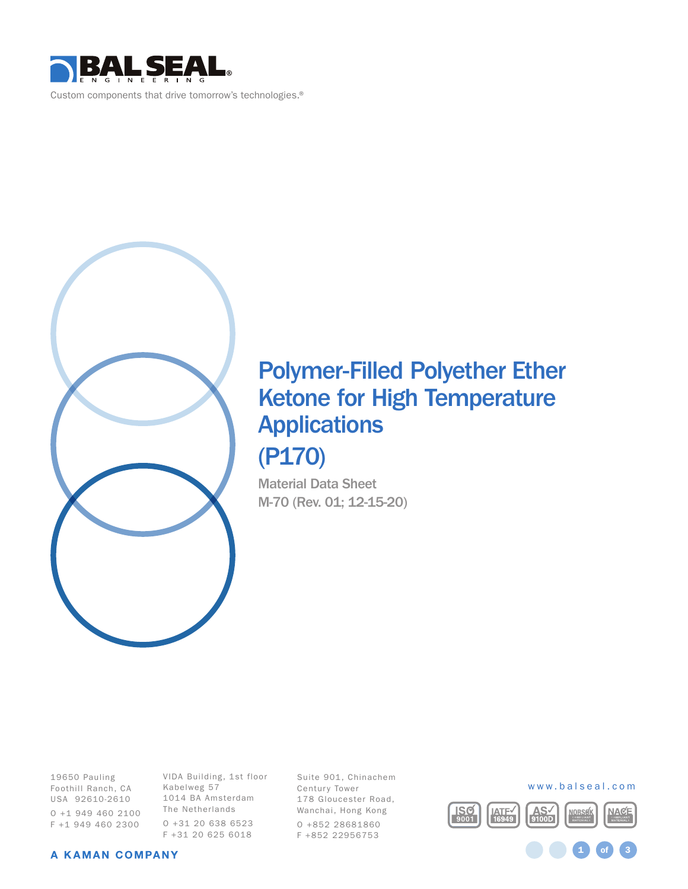BAL SEAL ENGINEERING

Custom components that drive tomorrow's technologies.®

# Polymer-Filled Polyether Ether Ketone for High Temperature Applications (P170)

Material Data Sheet
M-70 (Rev. 01; 12-15-20)

19650 Pauling
Foothill Ranch, CA
USA 92610-2610
O +1 949 460 2100
F +1 949 460 2300

VIDA Building, 1st floor
Kabelweg 57
1014 BA Amsterdam
The Netherlands
O +31 20 638 6523
F +31 20 625 6018

Suite 901, Chinachem
Century Tower
178 Gloucester Road,
Wanchai, Hong Kong
O +852 28681860
F +852 22956753

www.balseal.com

ISO 9001 | IATF 16949 | AS 9100D | NORSOK COMPLIANT MATERIALS | NACE COMPLIANT MATERIALS

A KAMAN COMPANY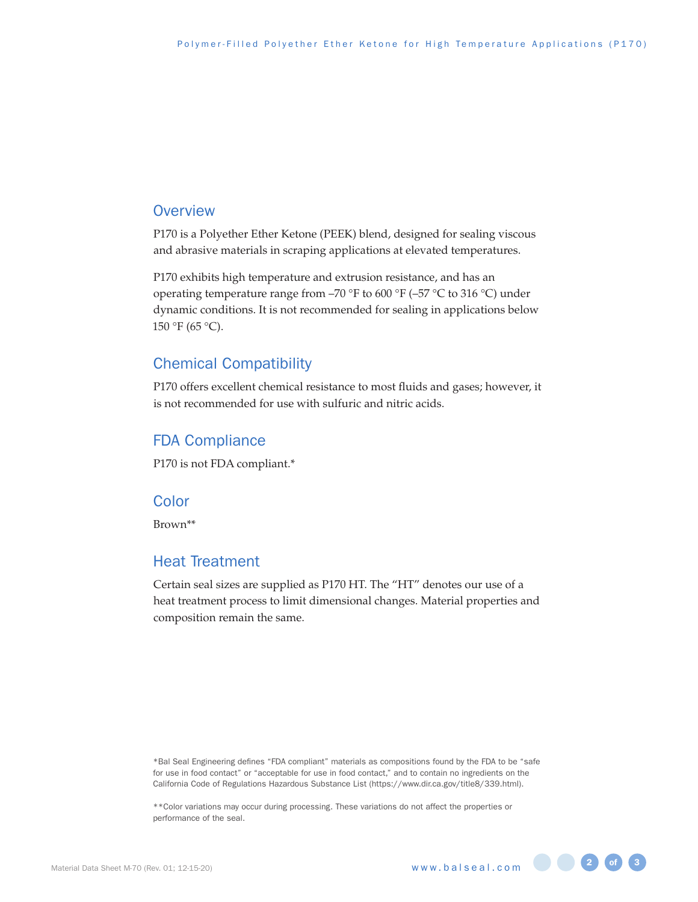## Overview

P170 is a Polyether Ether Ketone (PEEK) blend, designed for sealing viscous and abrasive materials in scraping applications at elevated temperatures.

P170 exhibits high temperature and extrusion resistance, and has an operating temperature range from –70 °F to 600 °F (–57 °C to 316 °C) under dynamic conditions. It is not recommended for sealing in applications below 150 °F (65 °C).

## Chemical Compatibility

P170 offers excellent chemical resistance to most fluids and gases; however, it is not recommended for use with sulfuric and nitric acids.

## FDA Compliance

P170 is not FDA compliant.*

## Color

Brown**

## Heat Treatment

Certain seal sizes are supplied as P170 HT. The "HT" denotes our use of a heat treatment process to limit dimensional changes. Material properties and composition remain the same.

*Bal Seal Engineering defines "FDA compliant" materials as compositions found by the FDA to be "safe for use in food contact" or "acceptable for use in food contact," and to contain no ingredients on the California Code of Regulations Hazardous Substance List (https://www.dir.ca.gov/title8/339.html).

**Color variations may occur during processing. These variations do not affect the properties or performance of the seal.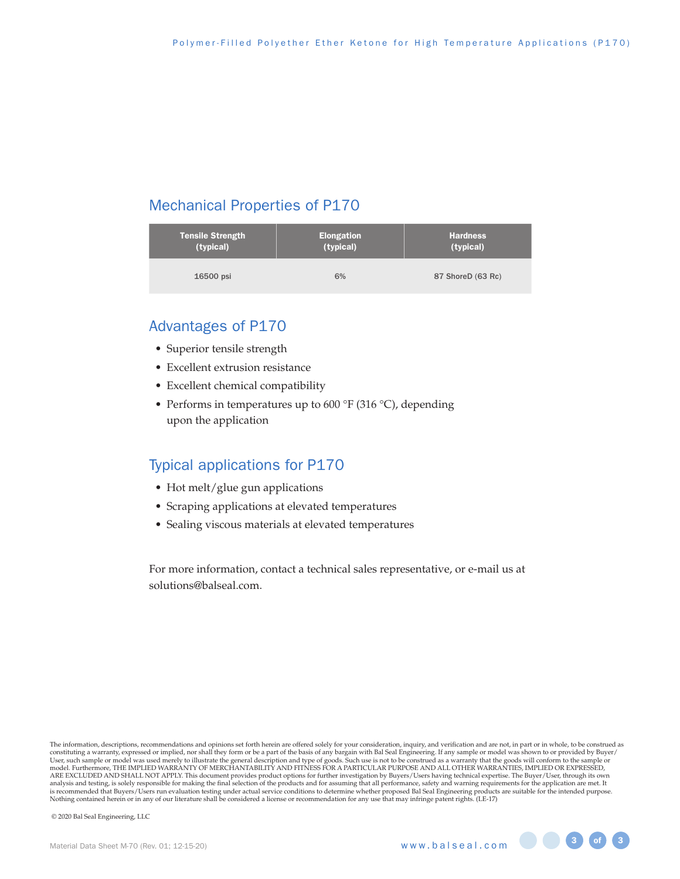## Mechanical Properties of P170

| Tensile Strength (typical) | Elongation (typical) | Hardness (typical) |
| --- | --- | --- |
| 16500 psi | 6% | 87 ShoreD (63 Rc) |

## Advantages of P170

- Superior tensile strength
- Excellent extrusion resistance
- Excellent chemical compatibility
- Performs in temperatures up to 600 °F (316 °C), depending upon the application

## Typical applications for P170

- Hot melt/glue gun applications
- Scraping applications at elevated temperatures
- Sealing viscous materials at elevated temperatures

For more information, contact a technical sales representative, or e-mail us at solutions@balseal.com.

The information, descriptions, recommendations and opinions set forth herein are offered solely for your consideration, inquiry, and verification and are not, in part or in whole, to be construed as constituting a warranty, expressed or implied, nor shall they form or be a part of the basis of any bargain with Bal Seal Engineering. If any sample or model was shown to or provided by Buyer/User, such sample or model was used merely to illustrate the general description and type of goods. Such use is not to be construed as a warranty that the goods will conform to the sample or model. Furthermore, THE IMPLIED WARRANTY OF MERCHANTABILITY AND FITNESS FOR A PARTICULAR PURPOSE AND ALL OTHER WARRANTIES, IMPLIED OR EXPRESSED, ARE EXCLUDED AND SHALL NOT APPLY. This document provides product options for further investigation by Buyers/Users having technical expertise. The Buyer/User, through its own analysis and testing, is solely responsible for making the final selection of the products and for assuming that all performance, safety and warning requirements for the application are met. It is recommended that Buyers/Users run evaluation testing under actual service conditions to determine whether proposed Bal Seal Engineering products are suitable for the intended purpose. Nothing contained herein or in any of our literature shall be considered a license or recommendation for any use that may infringe patent rights. (LE-17)

© 2020 Bal Seal Engineering, LLC

Material Data Sheet M-70 (Rev. 01; 12-15-20)